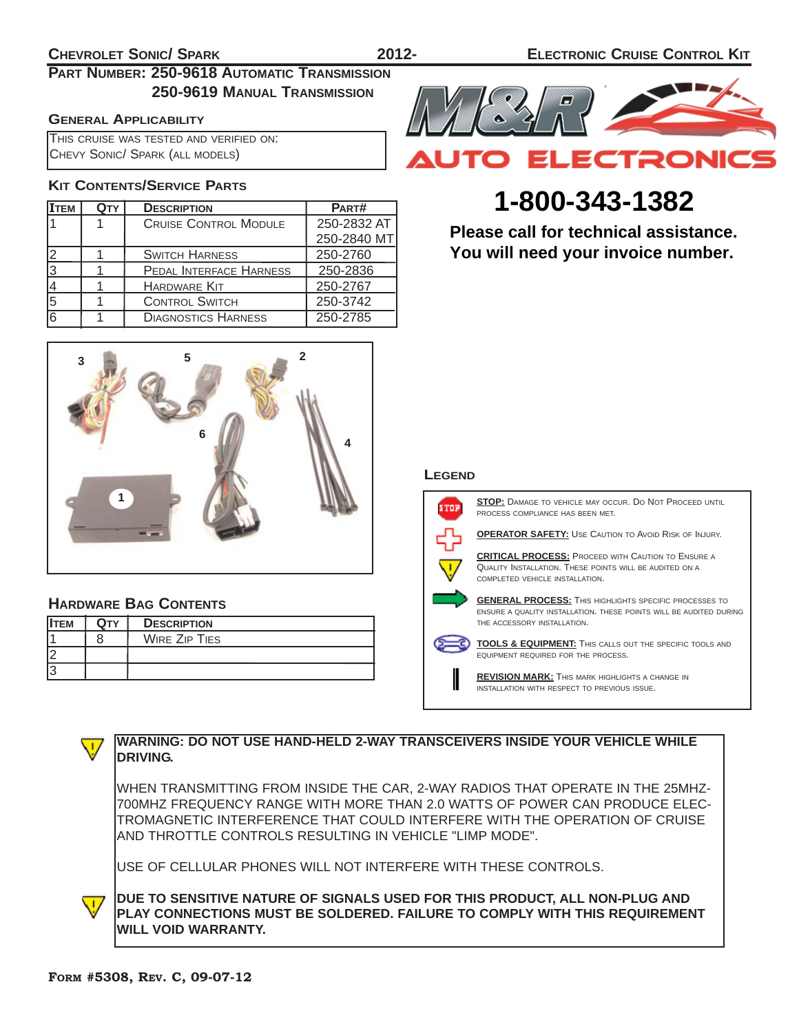# Chevrolet Sonic/ Spark 2012- Electronic Cruise Control Kit

**Part Number: 250-9618 Automatic Transmission**
**250-9619 Manual Transmission**

## General Applicability

This cruise was tested and verified on:
Chevy Sonic/ Spark (all models)

## Kit Contents/Service Parts

| Item | Qty | Description | Part# |
|---|---|---|---|
| 1 | 1 | Cruise Control Module | 250-2832 AT<br>250-2840 MT |
| 2 | 1 | Switch Harness | 250-2760 |
| 3 | 1 | Pedal Interface Harness | 250-2836 |
| 4 | 1 | Hardware Kit | 250-2767 |
| 5 | 1 | Control Switch | 250-3742 |
| 6 | 1 | Diagnostics Harness | 250-2785 |

M&R AUTO ELECTRONICS

**1-800-343-1382**

**Please call for technical assistance.**
**You will need your invoice number.**

## Hardware Bag Contents

| Item | Qty | Description |
|---|---|---|
| 1 | 8 | Wire Zip Ties |
| 2 | | |
| 3 | | |

## Legend

- **STOP:** Damage to vehicle may occur. Do not proceed until process compliance has been met.
- **OPERATOR SAFETY:** Use caution to avoid risk of injury.
- **CRITICAL PROCESS:** Proceed with caution to ensure a quality installation. These points will be audited on a completed vehicle installation.
- **GENERAL PROCESS:** This highlights specific processes to ensure a quality installation. These points will be audited during the accessory installation.
- **TOOLS & EQUIPMENT:** This calls out the specific tools and equipment required for the process.
- **REVISION MARK:** This mark highlights a change in installation with respect to previous issue.

**WARNING: DO NOT USE HAND-HELD 2-WAY TRANSCEIVERS INSIDE YOUR VEHICLE WHILE DRIVING.**

WHEN TRANSMITTING FROM INSIDE THE CAR, 2-WAY RADIOS THAT OPERATE IN THE 25MHZ-700MHZ FREQUENCY RANGE WITH MORE THAN 2.0 WATTS OF POWER CAN PRODUCE ELECTROMAGNETIC INTERFERENCE THAT COULD INTERFERE WITH THE OPERATION OF CRUISE AND THROTTLE CONTROLS RESULTING IN VEHICLE "LIMP MODE".

USE OF CELLULAR PHONES WILL NOT INTERFERE WITH THESE CONTROLS.

**DUE TO SENSITIVE NATURE OF SIGNALS USED FOR THIS PRODUCT, ALL NON-PLUG AND PLAY CONNECTIONS MUST BE SOLDERED. FAILURE TO COMPLY WITH THIS REQUIREMENT WILL VOID WARRANTY.**

**Form #5308, Rev. C, 09-07-12**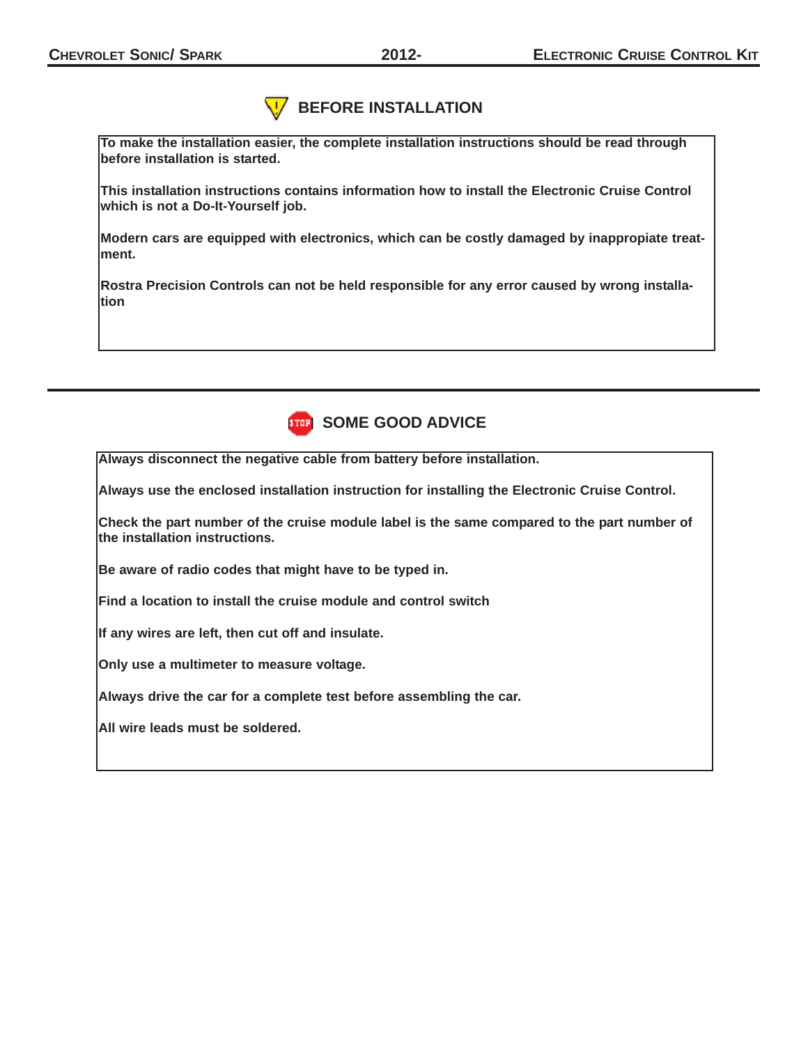## BEFORE INSTALLATION

**To make the installation easier, the complete installation instructions should be read through before installation is started.**

**This installation instructions contains information how to install the Electronic Cruise Control which is not a Do-It-Yourself job.**

**Modern cars are equipped with electronics, which can be costly damaged by inappropiate treatment.**

**Rostra Precision Controls can not be held responsible for any error caused by wrong installation**

## SOME GOOD ADVICE

**Always disconnect the negative cable from battery before installation.**

**Always use the enclosed installation instruction for installing the Electronic Cruise Control.**

**Check the part number of the cruise module label is the same compared to the part number of the installation instructions.**

**Be aware of radio codes that might have to be typed in.**

**Find a location to install the cruise module and control switch**

**If any wires are left, then cut off and insulate.**

**Only use a multimeter to measure voltage.**

**Always drive the car for a complete test before assembling the car.**

**All wire leads must be soldered.**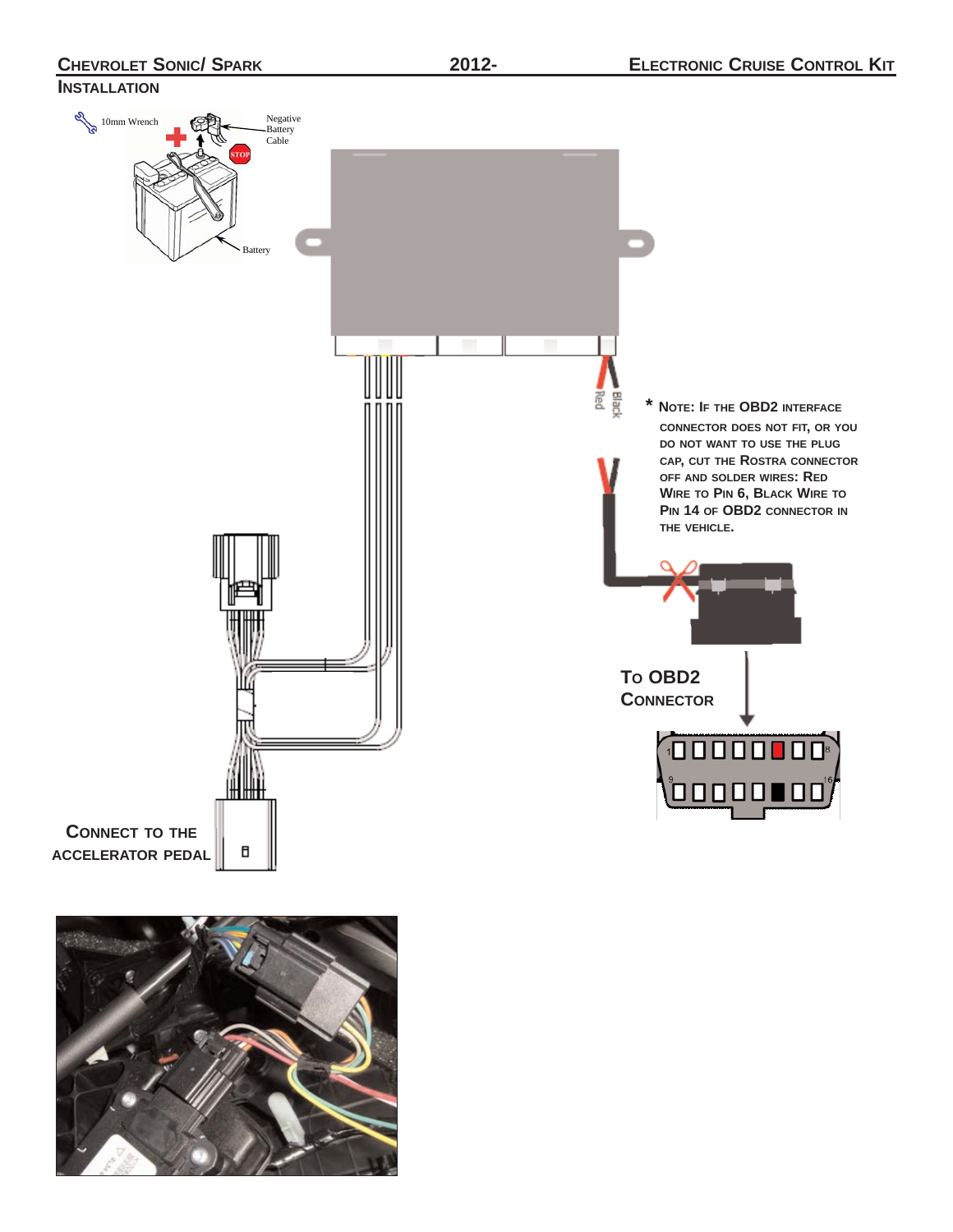## INSTALLATION

10mm Wrench

Negative Battery Cable

STOP

Battery

Red

Black

* NOTE: IF THE OBD2 INTERFACE CONNECTOR DOES NOT FIT, OR YOU DO NOT WANT TO USE THE PLUG CAP, CUT THE ROSTRA CONNECTOR OFF AND SOLDER WIRES: RED WIRE TO PIN 6, BLACK WIRE TO PIN 14 OF OBD2 CONNECTOR IN THE VEHICLE.

TO OBD2 CONNECTOR

CONNECT TO THE ACCELERATOR PEDAL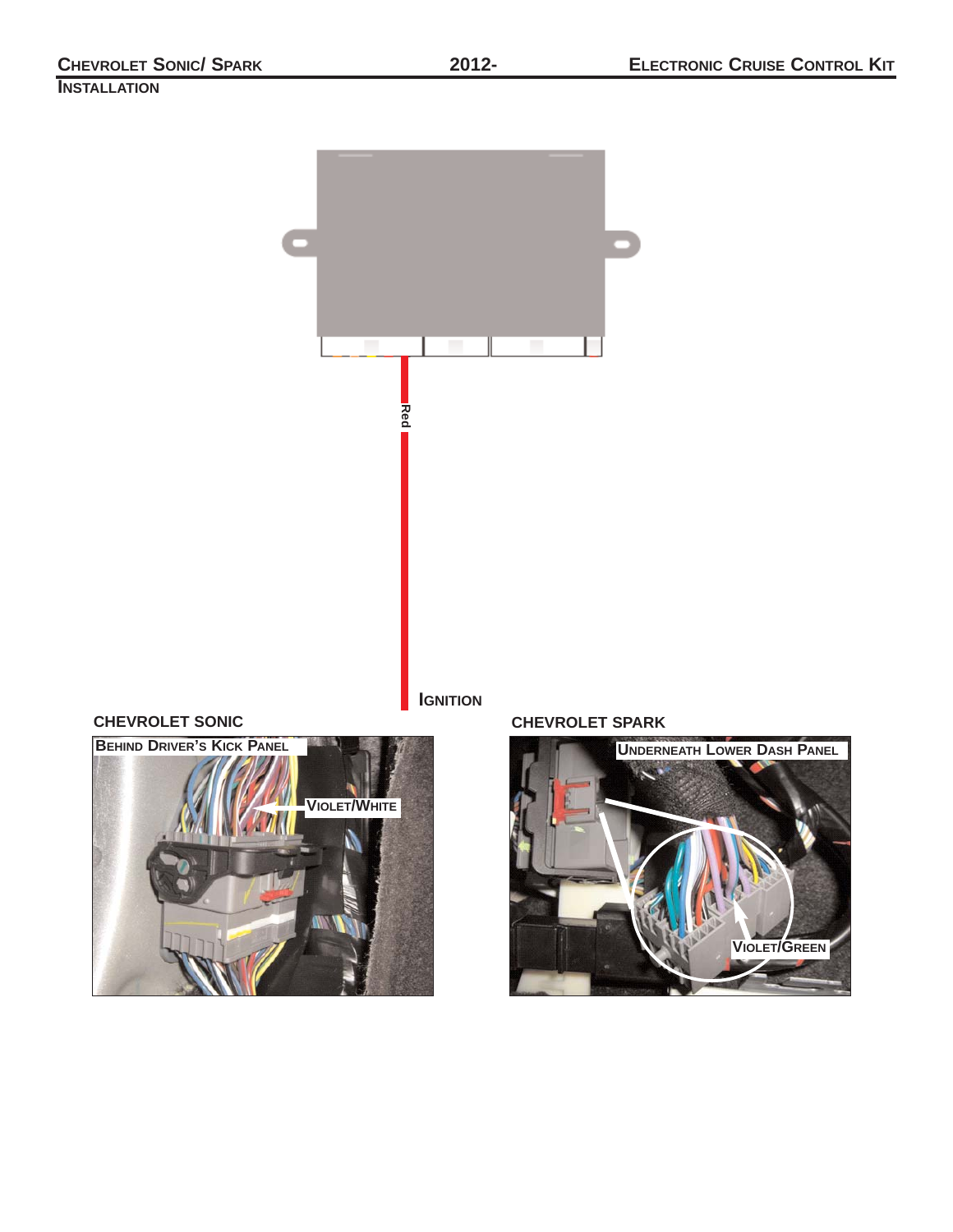## Installation

Red

**Ignition**

### CHEVROLET SONIC

**Behind Driver's Kick Panel**

Violet/White

### CHEVROLET SPARK

**Underneath Lower Dash Panel**

Violet/Green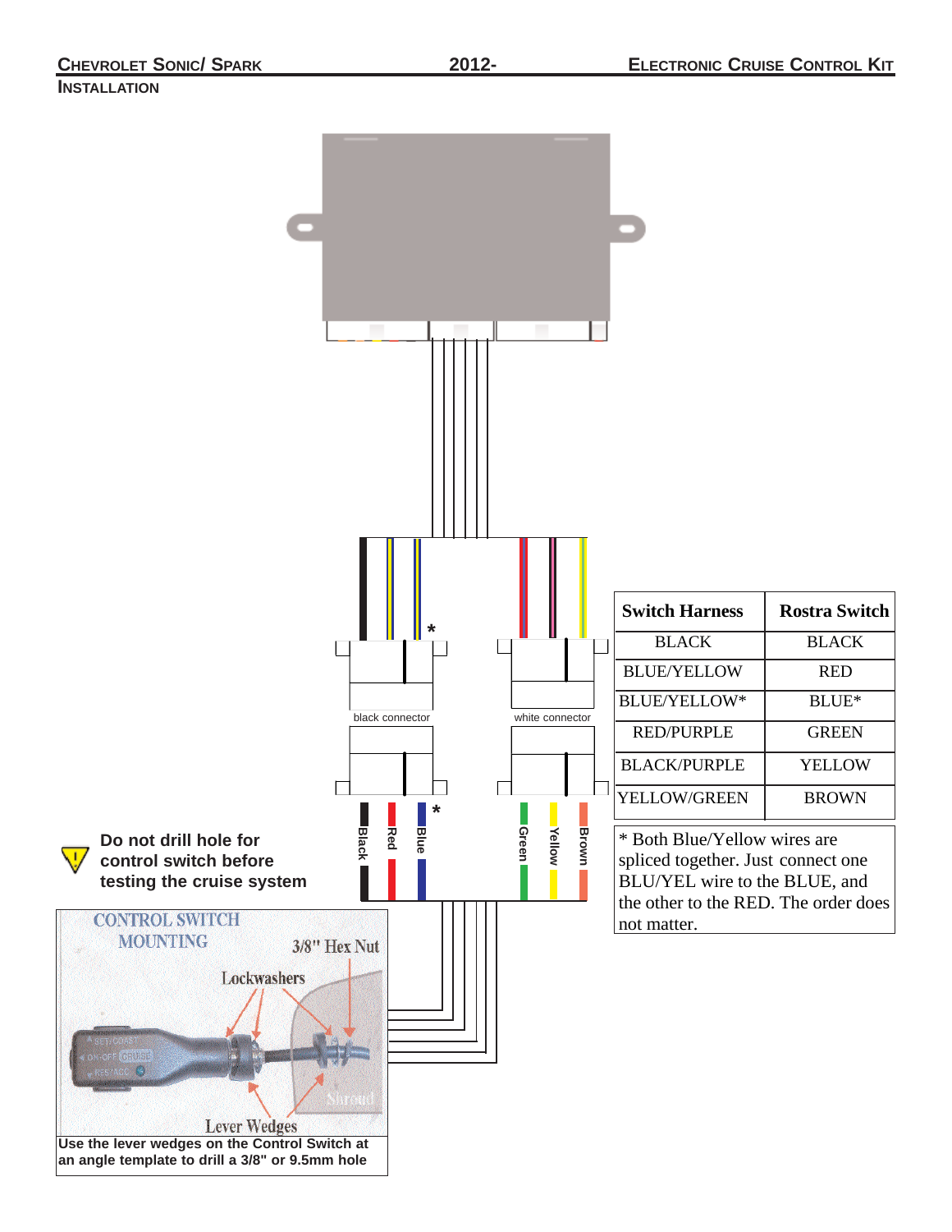INSTALLATION

black connector

white connector

Black

Red

Blue

Green

Yellow

Brown

| Switch Harness | Rostra Switch |
|---|---|
| BLACK | BLACK |
| BLUE/YELLOW | RED |
| BLUE/YELLOW* | BLUE* |
| RED/PURPLE | GREEN |
| BLACK/PURPLE | YELLOW |
| YELLOW/GREEN | BROWN |

* Both Blue/Yellow wires are spliced together. Just connect one BLU/YEL wire to the BLUE, and the other to the RED. The order does not matter.

**Do not drill hole for control switch before testing the cruise system**

CONTROL SWITCH MOUNTING

3/8" Hex Nut

Lockwashers

Lever Wedges

Shroud

**Use the lever wedges on the Control Switch at an angle template to drill a 3/8" or 9.5mm hole**